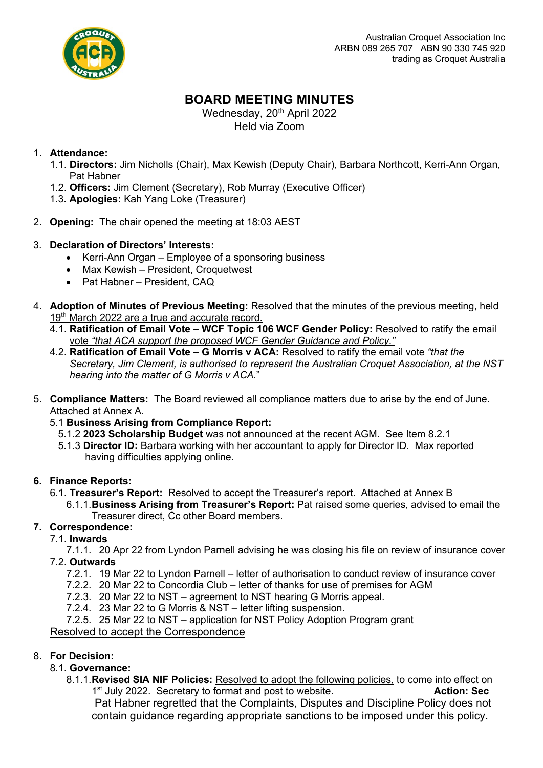Australian Croquet Association Inc
ARBN 089 265 707 ABN 90 330 745 920
trading as Croquet Australia

# BOARD MEETING MINUTES

Wednesday, 20th April 2022
Held via Zoom

1. **Attendance:**
   1.1. **Directors:** Jim Nicholls (Chair), Max Kewish (Deputy Chair), Barbara Northcott, Kerri-Ann Organ, Pat Habner
   1.2. **Officers:** Jim Clement (Secretary), Rob Murray (Executive Officer)
   1.3. **Apologies:** Kah Yang Loke (Treasurer)

2. **Opening:** The chair opened the meeting at 18:03 AEST

3. **Declaration of Directors' Interests:**
   - Kerri-Ann Organ – Employee of a sponsoring business
   - Max Kewish – President, Croquetwest
   - Pat Habner – President, CAQ

4. **Adoption of Minutes of Previous Meeting:** Resolved that the minutes of the previous meeting, held 19th March 2022 are a true and accurate record.
   4.1. **Ratification of Email Vote – WCF Topic 106 WCF Gender Policy:** Resolved to ratify the email vote *"that ACA support the proposed WCF Gender Guidance and Policy."*
   4.2. **Ratification of Email Vote – G Morris v ACA:** Resolved to ratify the email vote *"that the Secretary, Jim Clement, is authorised to represent the Australian Croquet Association, at the NST hearing into the matter of G Morris v ACA."*

5. **Compliance Matters:** The Board reviewed all compliance matters due to arise by the end of June. Attached at Annex A.
   5.1 **Business Arising from Compliance Report:**
   5.1.2 **2023 Scholarship Budget** was not announced at the recent AGM. See Item 8.2.1
   5.1.3 **Director ID:** Barbara working with her accountant to apply for Director ID. Max reported having difficulties applying online.

6. **Finance Reports:**
   6.1. **Treasurer's Report:** Resolved to accept the Treasurer's report. Attached at Annex B
   6.1.1. **Business Arising from Treasurer's Report:** Pat raised some queries, advised to email the Treasurer direct, Cc other Board members.

7. **Correspondence:**
   7.1. **Inwards**
   7.1.1. 20 Apr 22 from Lyndon Parnell advising he was closing his file on review of insurance cover
   7.2. **Outwards**
   7.2.1. 19 Mar 22 to Lyndon Parnell – letter of authorisation to conduct review of insurance cover
   7.2.2. 20 Mar 22 to Concordia Club – letter of thanks for use of premises for AGM
   7.2.3. 20 Mar 22 to NST – agreement to NST hearing G Morris appeal.
   7.2.4. 23 Mar 22 to G Morris & NST – letter lifting suspension.
   7.2.5. 25 Mar 22 to NST – application for NST Policy Adoption Program grant

   Resolved to accept the Correspondence

8. **For Decision:**
   8.1. **Governance:**
   8.1.1. **Revised SIA NIF Policies:** Resolved to adopt the following policies, to come into effect on 1st July 2022. Secretary to format and post to website. **Action: Sec**
   Pat Habner regretted that the Complaints, Disputes and Discipline Policy does not contain guidance regarding appropriate sanctions to be imposed under this policy.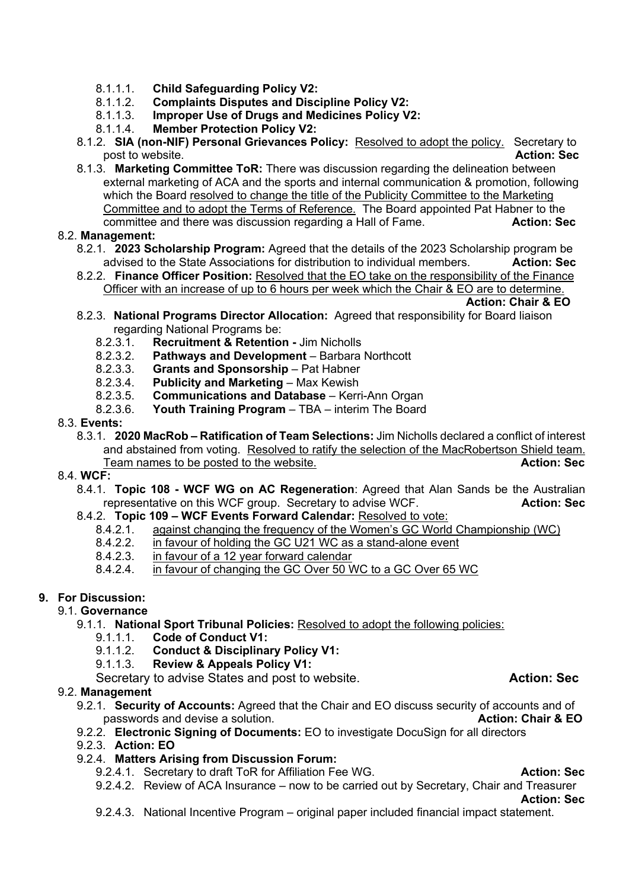- 8.1.1.1. **Child Safeguarding Policy V2:**
- 8.1.1.2. **Complaints Disputes and Discipline Policy V2:**
- 8.1.1.3. **Improper Use of Drugs and Medicines Policy V2:**
- 8.1.1.4. **Member Protection Policy V2:**

8.1.2. **SIA (non-NIF) Personal Grievances Policy:** <u>Resolved to adopt the policy.</u> Secretary to post to website. **Action: Sec**

8.1.3. **Marketing Committee ToR:** There was discussion regarding the delineation between external marketing of ACA and the sports and internal communication & promotion, following which the Board <u>resolved to change the title of the Publicity Committee to the Marketing Committee and to adopt the Terms of Reference.</u> The Board appointed Pat Habner to the committee and there was discussion regarding a Hall of Fame. **Action: Sec**

8.2. **Management:**

8.2.1. **2023 Scholarship Program:** Agreed that the details of the 2023 Scholarship program be advised to the State Associations for distribution to individual members. **Action: Sec**

8.2.2. **Finance Officer Position:** <u>Resolved that the EO take on the responsibility of the Finance Officer with an increase of up to 6 hours per week which the Chair & EO are to determine.</u> **Action: Chair & EO**

8.2.3. **National Programs Director Allocation:** Agreed that responsibility for Board liaison regarding National Programs be:

- 8.2.3.1. **Recruitment & Retention -** Jim Nicholls
- 8.2.3.2. **Pathways and Development** – Barbara Northcott
- 8.2.3.3. **Grants and Sponsorship** – Pat Habner
- 8.2.3.4. **Publicity and Marketing** – Max Kewish
- 8.2.3.5. **Communications and Database** – Kerri-Ann Organ
- 8.2.3.6. **Youth Training Program** – TBA – interim The Board

8.3. **Events:**

8.3.1. **2020 MacRob – Ratification of Team Selections:** Jim Nicholls declared a conflict of interest and abstained from voting. <u>Resolved to ratify the selection of the MacRobertson Shield team. Team names to be posted to the website.</u> **Action: Sec**

8.4. **WCF:**

8.4.1. **Topic 108 - WCF WG on AC Regeneration**: Agreed that Alan Sands be the Australian representative on this WCF group. Secretary to advise WCF. **Action: Sec**

8.4.2. **Topic 109 – WCF Events Forward Calendar:** <u>Resolved to vote:</u>

- 8.4.2.1. <u>against changing the frequency of the Women's GC World Championship (WC)</u>
- 8.4.2.2. <u>in favour of holding the GC U21 WC as a stand-alone event</u>
- 8.4.2.3. <u>in favour of a 12 year forward calendar</u>
- 8.4.2.4. <u>in favour of changing the GC Over 50 WC to a GC Over 65 WC</u>

## 9. For Discussion:

9.1. **Governance**

9.1.1. **National Sport Tribunal Policies:** <u>Resolved to adopt the following policies:</u>

- 9.1.1.1. **Code of Conduct V1:**
- 9.1.1.2. **Conduct & Disciplinary Policy V1:**
- 9.1.1.3. **Review & Appeals Policy V1:**

Secretary to advise States and post to website. **Action: Sec**

9.2. **Management**

9.2.1. **Security of Accounts:** Agreed that the Chair and EO discuss security of accounts and of passwords and devise a solution. **Action: Chair & EO**

9.2.2. **Electronic Signing of Documents:** EO to investigate DocuSign for all directors

9.2.3. **Action: EO**

9.2.4. **Matters Arising from Discussion Forum:**

- 9.2.4.1. Secretary to draft ToR for Affiliation Fee WG. **Action: Sec**
- 9.2.4.2. Review of ACA Insurance – now to be carried out by Secretary, Chair and Treasurer **Action: Sec**
- 9.2.4.3. National Incentive Program – original paper included financial impact statement.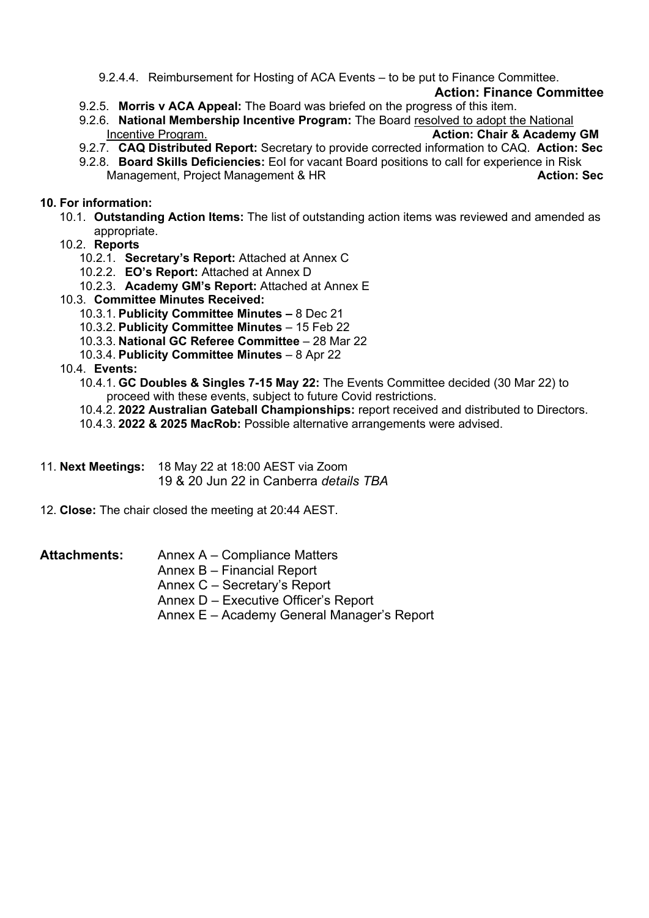9.2.4.4. Reimbursement for Hosting of ACA Events – to be put to Finance Committee.

**Action: Finance Committee**

9.2.5. **Morris v ACA Appeal:** The Board was briefed on the progress of this item.

9.2.6. **National Membership Incentive Program:** The Board resolved to adopt the National Incentive Program. **Action: Chair & Academy GM**

9.2.7. **CAQ Distributed Report:** Secretary to provide corrected information to CAQ. **Action: Sec**

9.2.8. **Board Skills Deficiencies:** EoI for vacant Board positions to call for experience in Risk Management, Project Management & HR **Action: Sec**

**10. For information:**

10.1. **Outstanding Action Items:** The list of outstanding action items was reviewed and amended as appropriate.

10.2. **Reports**

10.2.1. **Secretary's Report:** Attached at Annex C

10.2.2. **EO's Report:** Attached at Annex D

10.2.3. **Academy GM's Report:** Attached at Annex E

10.3. **Committee Minutes Received:**

10.3.1. **Publicity Committee Minutes –** 8 Dec 21

10.3.2. **Publicity Committee Minutes** – 15 Feb 22

10.3.3. **National GC Referee Committee** – 28 Mar 22

10.3.4. **Publicity Committee Minutes** – 8 Apr 22

10.4. **Events:**

10.4.1. **GC Doubles & Singles 7-15 May 22:** The Events Committee decided (30 Mar 22) to proceed with these events, subject to future Covid restrictions.

10.4.2. **2022 Australian Gateball Championships:** report received and distributed to Directors.

10.4.3. **2022 & 2025 MacRob:** Possible alternative arrangements were advised.

11. **Next Meetings:** 18 May 22 at 18:00 AEST via Zoom
19 & 20 Jun 22 in Canberra *details TBA*

12. **Close:** The chair closed the meeting at 20:44 AEST.

**Attachments:**
Annex A – Compliance Matters
Annex B – Financial Report
Annex C – Secretary's Report
Annex D – Executive Officer's Report
Annex E – Academy General Manager's Report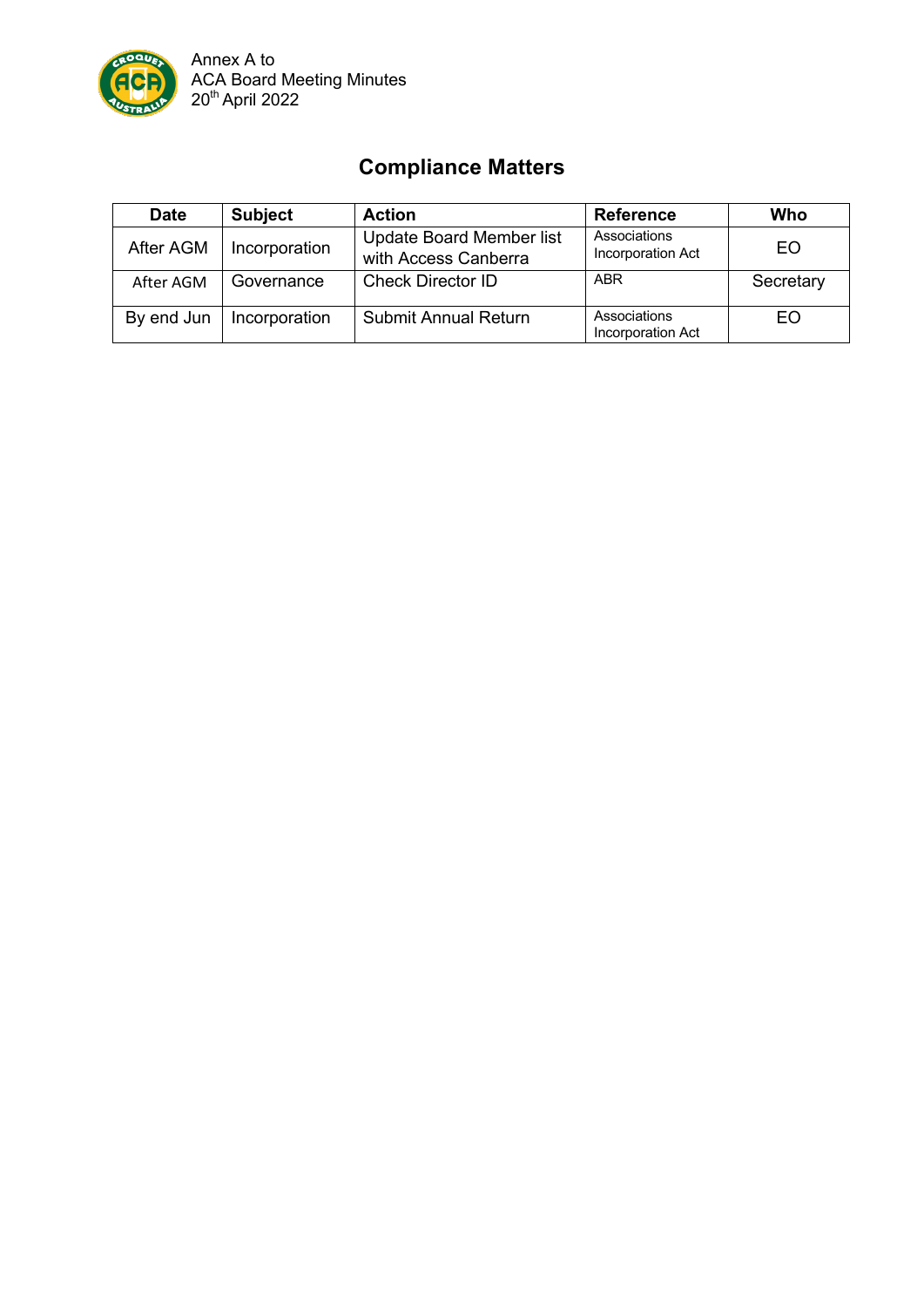Annex A to
ACA Board Meeting Minutes
20th April 2022

## Compliance Matters

| Date | Subject | Action | Reference | Who |
|---|---|---|---|---|
| After AGM | Incorporation | Update Board Member list with Access Canberra | Associations Incorporation Act | EO |
| After AGM | Governance | Check Director ID | ABR | Secretary |
| By end Jun | Incorporation | Submit Annual Return | Associations Incorporation Act | EO |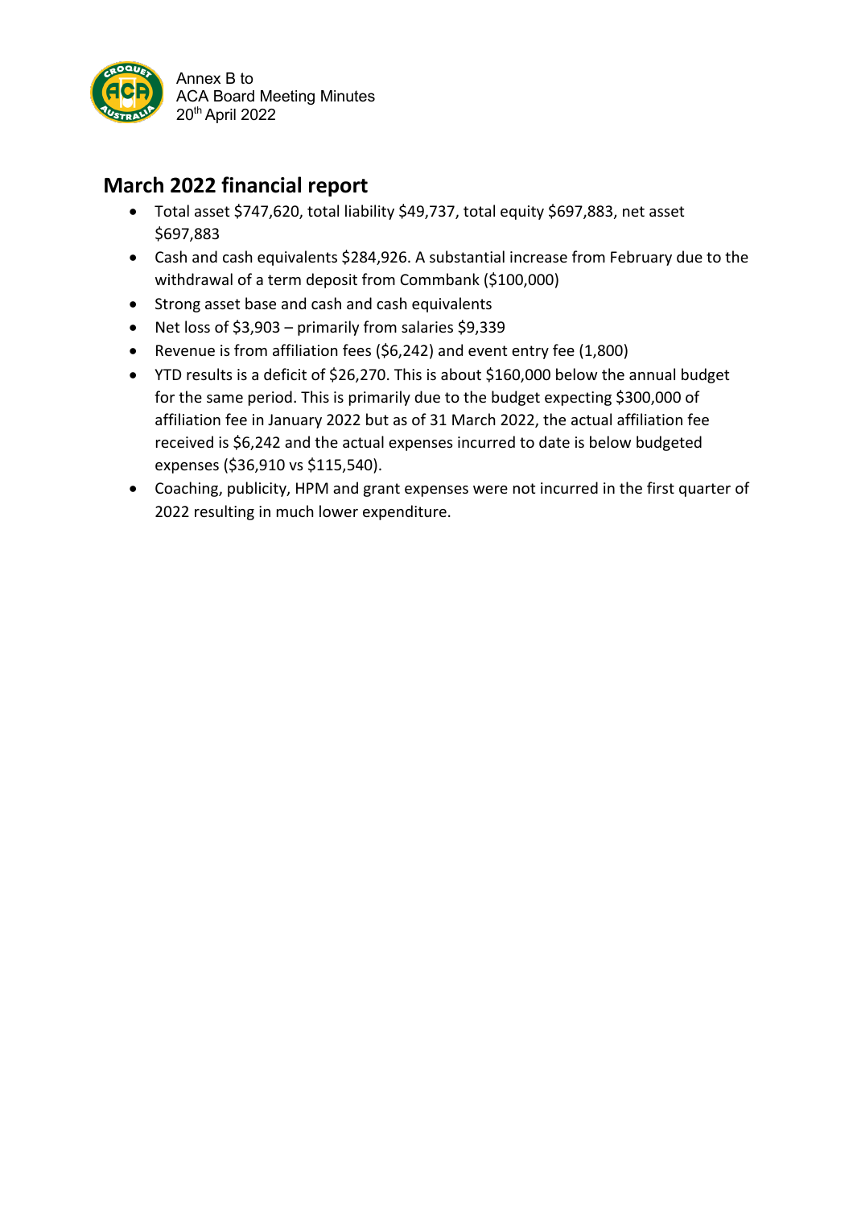Annex B to
ACA Board Meeting Minutes
20th April 2022

## March 2022 financial report

- Total asset $747,620, total liability $49,737, total equity $697,883, net asset $697,883
- Cash and cash equivalents $284,926. A substantial increase from February due to the withdrawal of a term deposit from Commbank ($100,000)
- Strong asset base and cash and cash equivalents
- Net loss of $3,903 – primarily from salaries $9,339
- Revenue is from affiliation fees ($6,242) and event entry fee (1,800)
- YTD results is a deficit of $26,270. This is about $160,000 below the annual budget for the same period. This is primarily due to the budget expecting $300,000 of affiliation fee in January 2022 but as of 31 March 2022, the actual affiliation fee received is $6,242 and the actual expenses incurred to date is below budgeted expenses ($36,910 vs $115,540).
- Coaching, publicity, HPM and grant expenses were not incurred in the first quarter of 2022 resulting in much lower expenditure.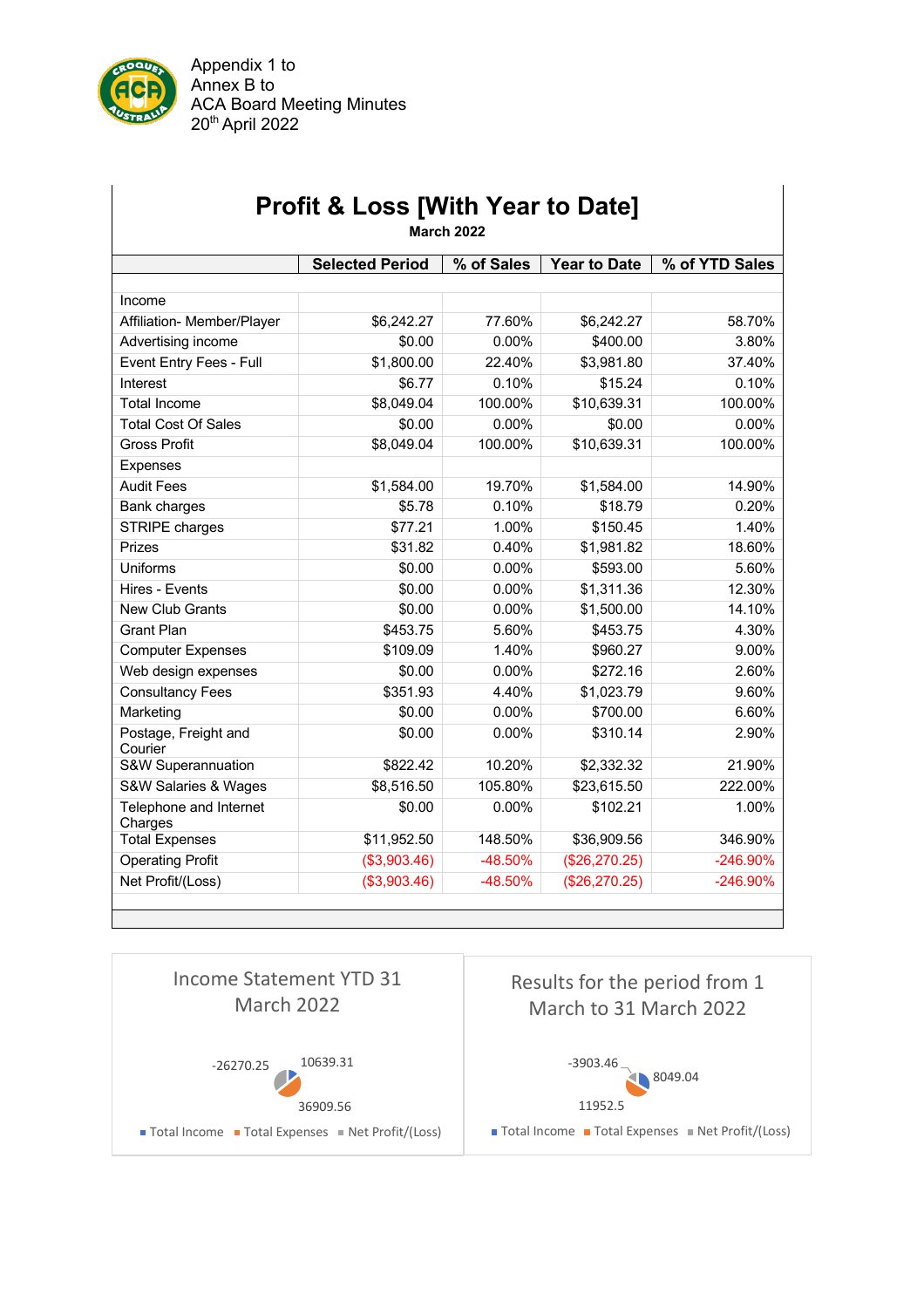Appendix 1 to
Annex B to
ACA Board Meeting Minutes
20th April 2022

# Profit & Loss [With Year to Date]

**March 2022**

| | Selected Period | % of Sales | Year to Date | % of YTD Sales |
|---|---|---|---|---|
| Income | | | | |
| Affiliation- Member/Player | $6,242.27 | 77.60% | $6,242.27 | 58.70% |
| Advertising income | $0.00 | 0.00% | $400.00 | 3.80% |
| Event Entry Fees - Full | $1,800.00 | 22.40% | $3,981.80 | 37.40% |
| Interest | $6.77 | 0.10% | $15.24 | 0.10% |
| Total Income | $8,049.04 | 100.00% | $10,639.31 | 100.00% |
| Total Cost Of Sales | $0.00 | 0.00% | $0.00 | 0.00% |
| Gross Profit | $8,049.04 | 100.00% | $10,639.31 | 100.00% |
| Expenses | | | | |
| Audit Fees | $1,584.00 | 19.70% | $1,584.00 | 14.90% |
| Bank charges | $5.78 | 0.10% | $18.79 | 0.20% |
| STRIPE charges | $77.21 | 1.00% | $150.45 | 1.40% |
| Prizes | $31.82 | 0.40% | $1,981.82 | 18.60% |
| Uniforms | $0.00 | 0.00% | $593.00 | 5.60% |
| Hires - Events | $0.00 | 0.00% | $1,311.36 | 12.30% |
| New Club Grants | $0.00 | 0.00% | $1,500.00 | 14.10% |
| Grant Plan | $453.75 | 5.60% | $453.75 | 4.30% |
| Computer Expenses | $109.09 | 1.40% | $960.27 | 9.00% |
| Web design expenses | $0.00 | 0.00% | $272.16 | 2.60% |
| Consultancy Fees | $351.93 | 4.40% | $1,023.79 | 9.60% |
| Marketing | $0.00 | 0.00% | $700.00 | 6.60% |
| Postage, Freight and Courier | $0.00 | 0.00% | $310.14 | 2.90% |
| S&W Superannuation | $822.42 | 10.20% | $2,332.32 | 21.90% |
| S&W Salaries & Wages | $8,516.50 | 105.80% | $23,615.50 | 222.00% |
| Telephone and Internet Charges | $0.00 | 0.00% | $102.21 | 1.00% |
| Total Expenses | $11,952.50 | 148.50% | $36,909.56 | 346.90% |
| Operating Profit | ($3,903.46) | -48.50% | ($26,270.25) | -246.90% |
| Net Profit/(Loss) | ($3,903.46) | -48.50% | ($26,270.25) | -246.90% |

**Income Statement YTD 31 March 2022**

-26270.25 | 10639.31 | 36909.56

Total Income | Total Expenses | Net Profit/(Loss)

**Results for the period from 1 March to 31 March 2022**

-3903.46 | 8049.04 | 11952.5

Total Income | Total Expenses | Net Profit/(Loss)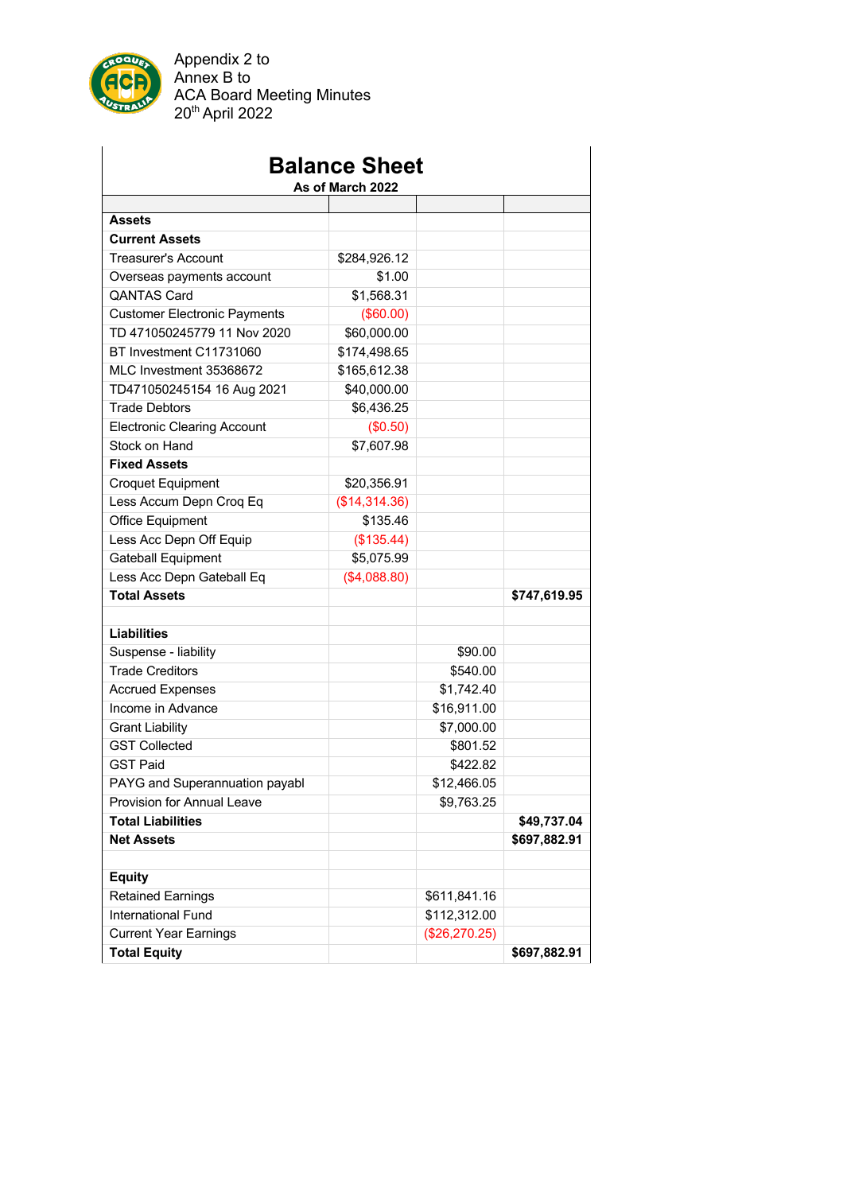Appendix 2 to
Annex B to
ACA Board Meeting Minutes
20th April 2022

# Balance Sheet

**As of March 2022**

| | | | |
|---|---|---|---|
| **Assets** | | | |
| **Current Assets** | | | |
| Treasurer's Account | $284,926.12 | | |
| Overseas payments account | $1.00 | | |
| QANTAS Card | $1,568.31 | | |
| Customer Electronic Payments | ($60.00) | | |
| TD 471050245779 11 Nov 2020 | $60,000.00 | | |
| BT Investment C11731060 | $174,498.65 | | |
| MLC Investment 35368672 | $165,612.38 | | |
| TD471050245154 16 Aug 2021 | $40,000.00 | | |
| Trade Debtors | $6,436.25 | | |
| Electronic Clearing Account | ($0.50) | | |
| Stock on Hand | $7,607.98 | | |
| **Fixed Assets** | | | |
| Croquet Equipment | $20,356.91 | | |
| Less Accum Depn Croq Eq | ($14,314.36) | | |
| Office Equipment | $135.46 | | |
| Less Acc Depn Off Equip | ($135.44) | | |
| Gateball Equipment | $5,075.99 | | |
| Less Acc Depn Gateball Eq | ($4,088.80) | | |
| **Total Assets** | | | **$747,619.95** |
| | | | |
| **Liabilities** | | | |
| Suspense - liability | | $90.00 | |
| Trade Creditors | | $540.00 | |
| Accrued Expenses | | $1,742.40 | |
| Income in Advance | | $16,911.00 | |
| Grant Liability | | $7,000.00 | |
| GST Collected | | $801.52 | |
| GST Paid | | $422.82 | |
| PAYG and Superannuation payabl | | $12,466.05 | |
| Provision for Annual Leave | | $9,763.25 | |
| **Total Liabilities** | | | **$49,737.04** |
| **Net Assets** | | | **$697,882.91** |
| | | | |
| **Equity** | | | |
| Retained Earnings | | $611,841.16 | |
| International Fund | | $112,312.00 | |
| Current Year Earnings | | ($26,270.25) | |
| **Total Equity** | | | **$697,882.91** |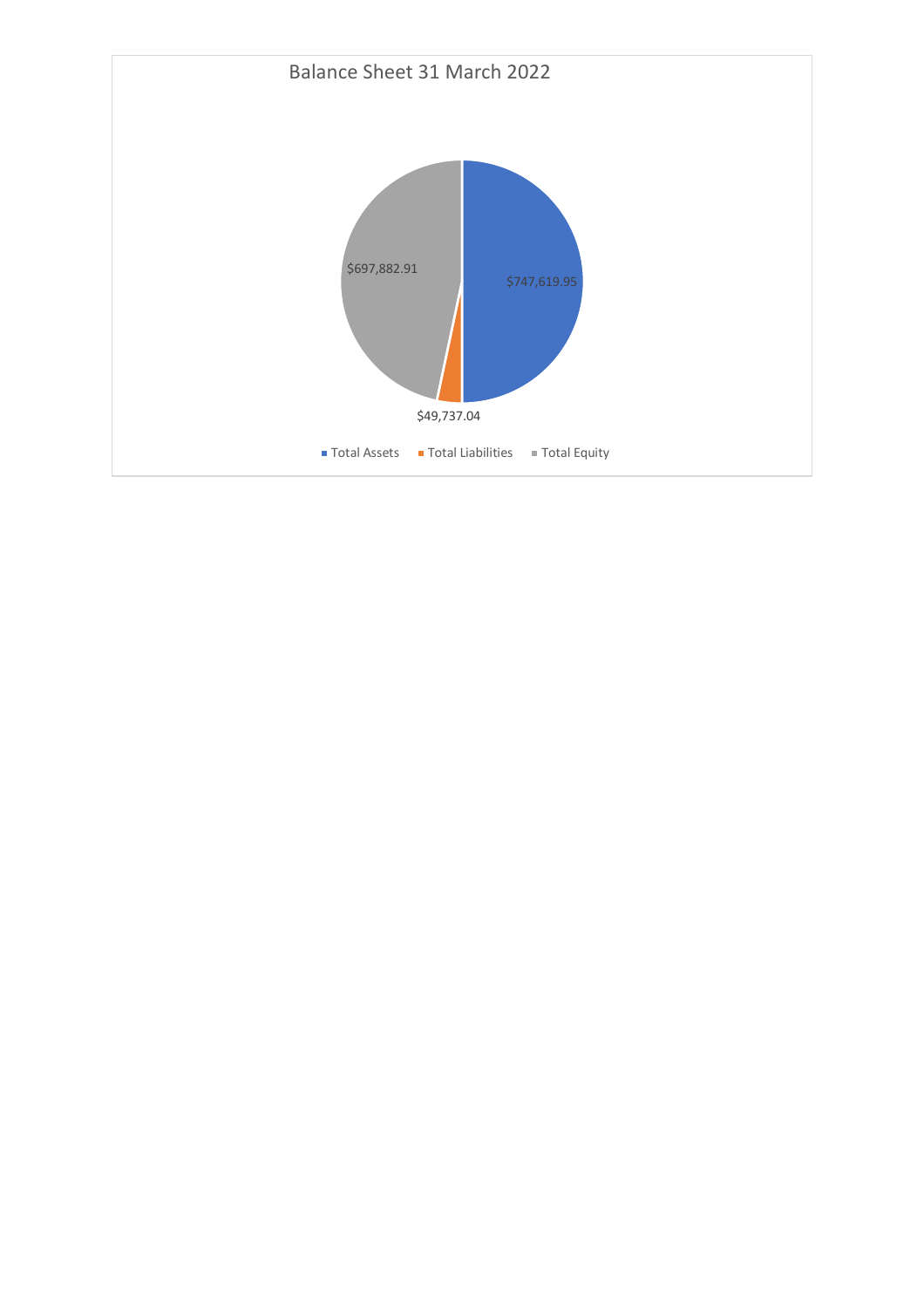Balance Sheet 31 March 2022

| | Value |
|---|---|
| Total Assets | $747,619.95 |
| Total Liabilities | $49,737.04 |
| Total Equity | $697,882.91 |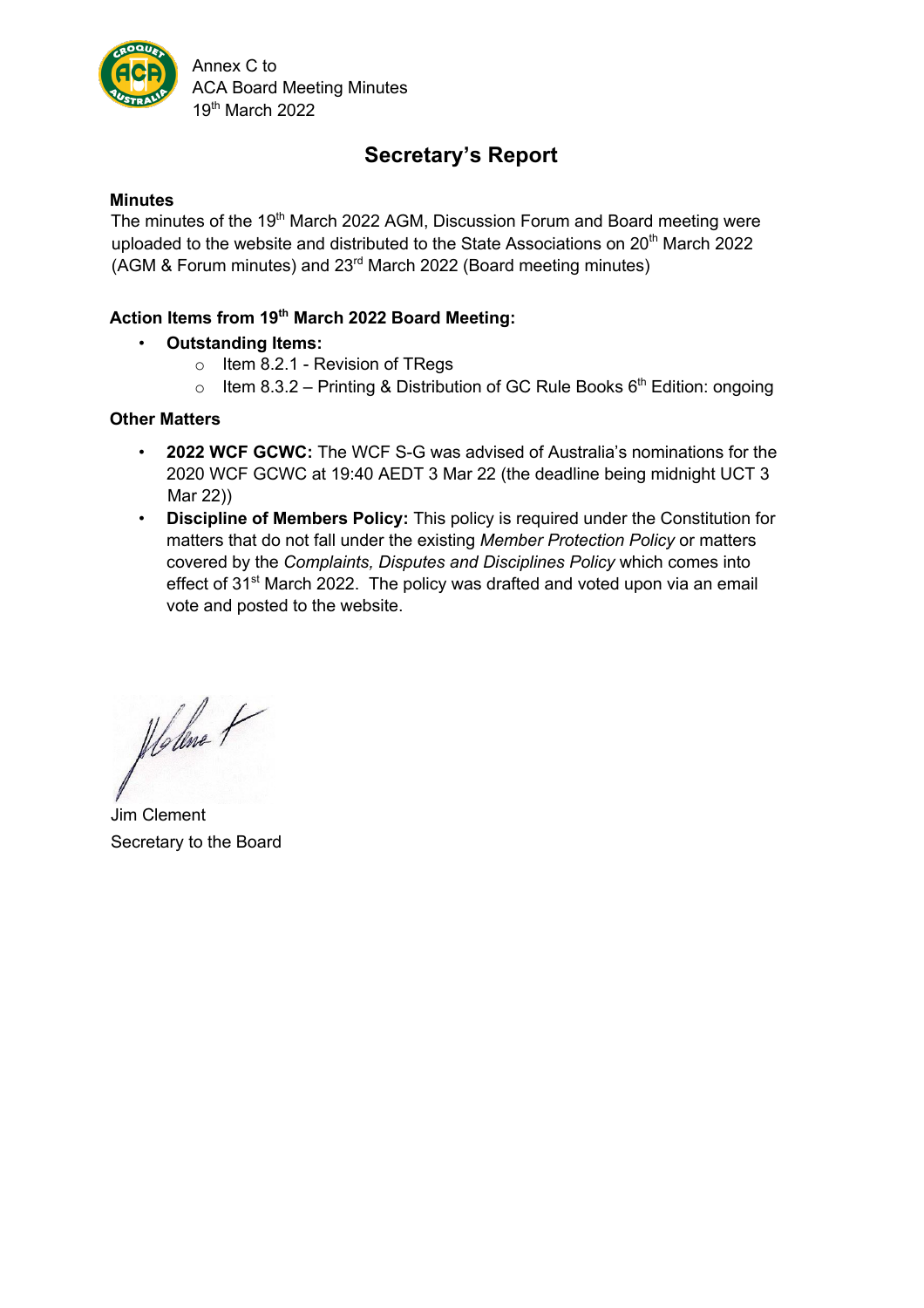Annex C to
ACA Board Meeting Minutes
19th March 2022

# Secretary's Report

**Minutes**

The minutes of the 19th March 2022 AGM, Discussion Forum and Board meeting were uploaded to the website and distributed to the State Associations on 20th March 2022 (AGM & Forum minutes) and 23rd March 2022 (Board meeting minutes)

**Action Items from 19th March 2022 Board Meeting:**

- **Outstanding Items:**
  - Item 8.2.1 - Revision of TRegs
  - Item 8.3.2 – Printing & Distribution of GC Rule Books 6th Edition: ongoing

**Other Matters**

- **2022 WCF GCWC:** The WCF S-G was advised of Australia's nominations for the 2020 WCF GCWC at 19:40 AEDT 3 Mar 22 (the deadline being midnight UCT 3 Mar 22))
- **Discipline of Members Policy:** This policy is required under the Constitution for matters that do not fall under the existing *Member Protection Policy* or matters covered by the *Complaints, Disputes and Disciplines Policy* which comes into effect of 31st March 2022. The policy was drafted and voted upon via an email vote and posted to the website.

Jim Clement
Secretary to the Board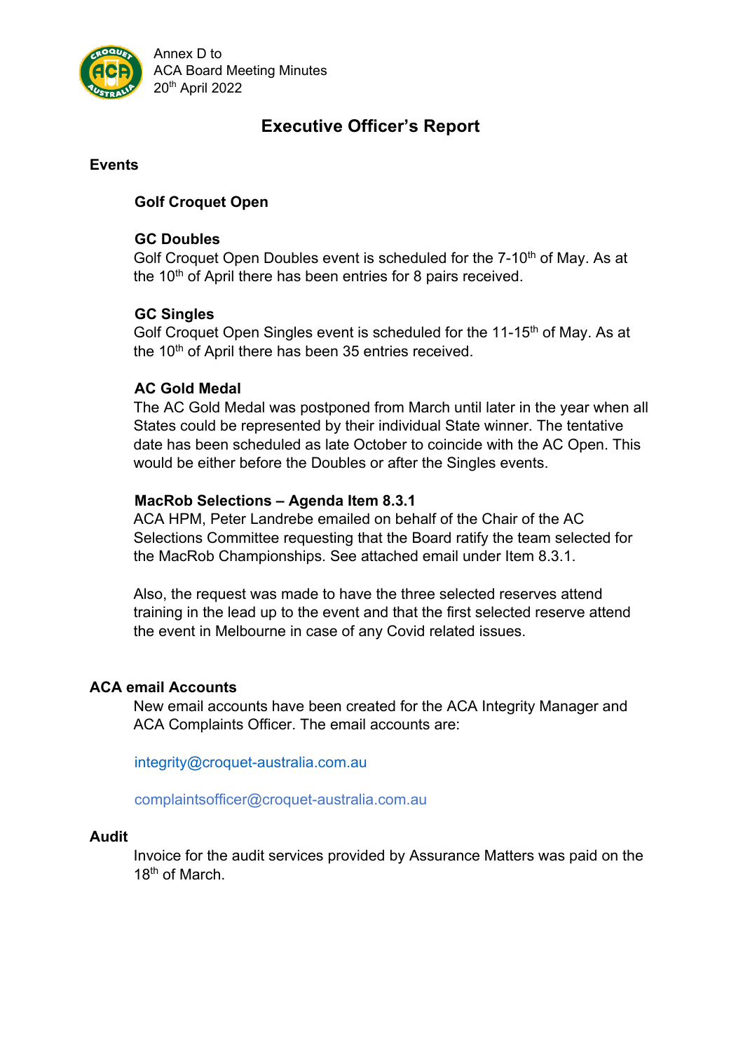Annex D to
ACA Board Meeting Minutes
20th April 2022

# Executive Officer's Report

## Events

### Golf Croquet Open

### GC Doubles

Golf Croquet Open Doubles event is scheduled for the 7-10th of May. As at the 10th of April there has been entries for 8 pairs received.

### GC Singles

Golf Croquet Open Singles event is scheduled for the 11-15th of May. As at the 10th of April there has been 35 entries received.

### AC Gold Medal

The AC Gold Medal was postponed from March until later in the year when all States could be represented by their individual State winner. The tentative date has been scheduled as late October to coincide with the AC Open. This would be either before the Doubles or after the Singles events.

### MacRob Selections – Agenda Item 8.3.1

ACA HPM, Peter Landrebe emailed on behalf of the Chair of the AC Selections Committee requesting that the Board ratify the team selected for the MacRob Championships. See attached email under Item 8.3.1.

Also, the request was made to have the three selected reserves attend training in the lead up to the event and that the first selected reserve attend the event in Melbourne in case of any Covid related issues.

## ACA email Accounts

New email accounts have been created for the ACA Integrity Manager and ACA Complaints Officer. The email accounts are:

integrity@croquet-australia.com.au

complaintsofficer@croquet-australia.com.au

## Audit

Invoice for the audit services provided by Assurance Matters was paid on the 18th of March.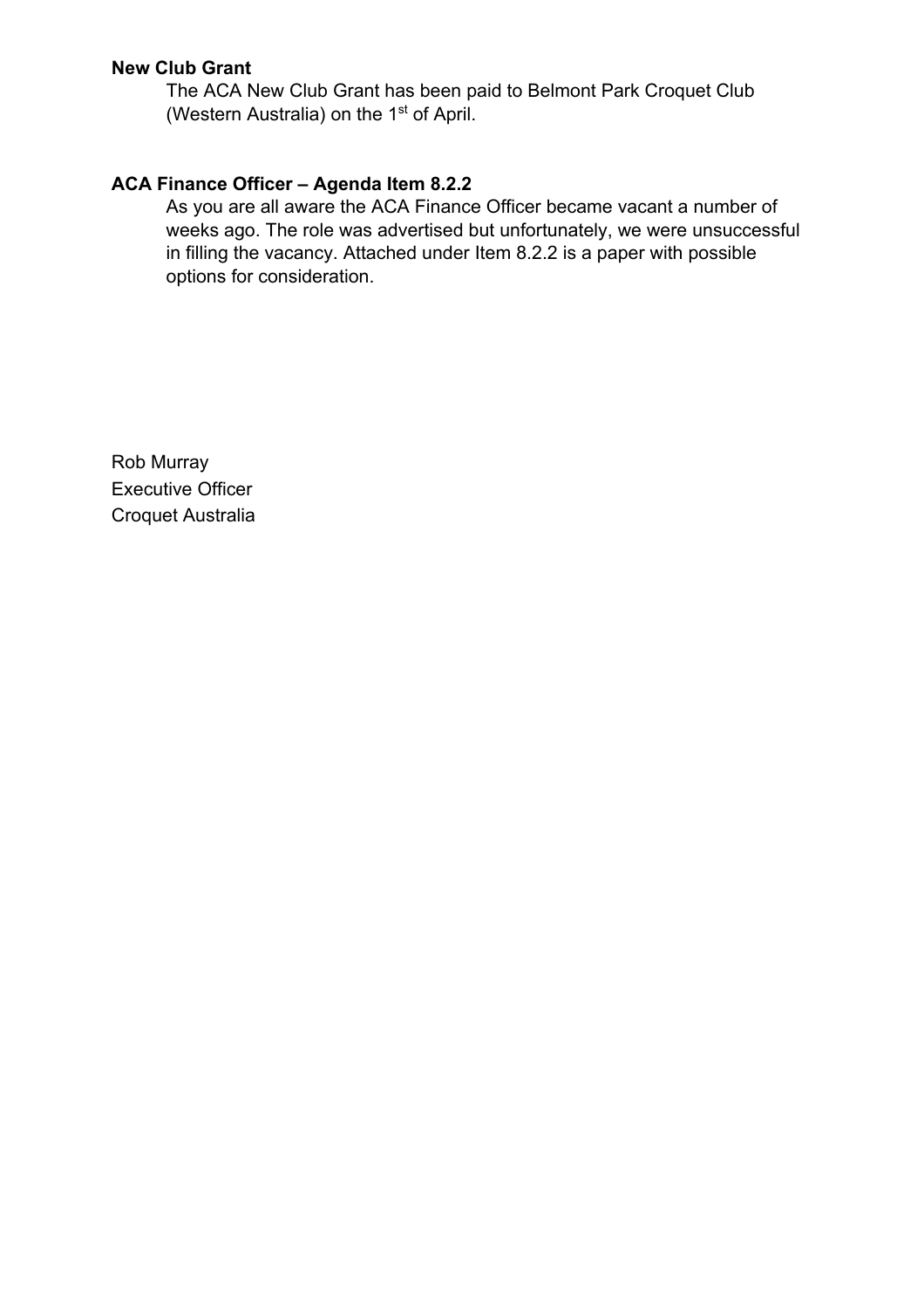**New Club Grant**

The ACA New Club Grant has been paid to Belmont Park Croquet Club (Western Australia) on the 1st of April.

**ACA Finance Officer – Agenda Item 8.2.2**

As you are all aware the ACA Finance Officer became vacant a number of weeks ago. The role was advertised but unfortunately, we were unsuccessful in filling the vacancy. Attached under Item 8.2.2 is a paper with possible options for consideration.

Rob Murray
Executive Officer
Croquet Australia